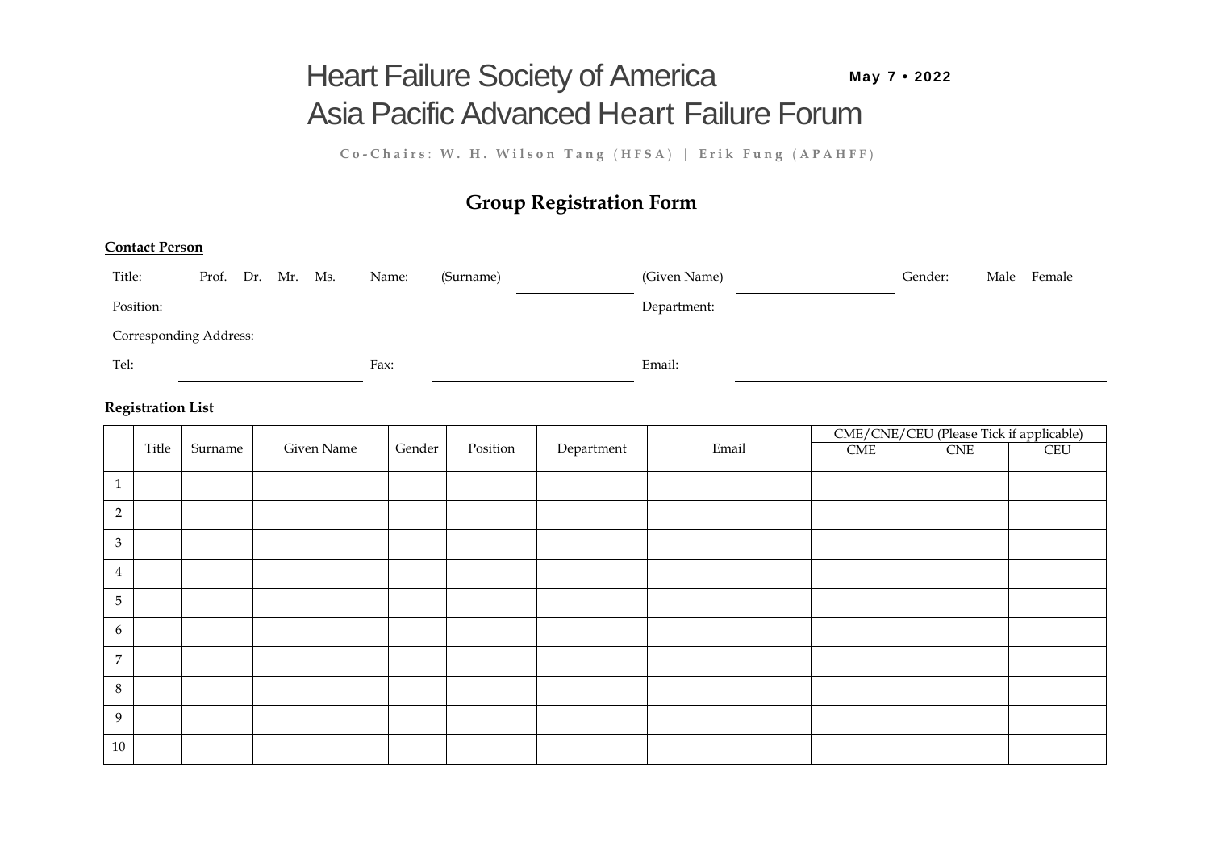# Heart Failure Society of America
# Asia Pacific Advanced Heart Failure Forum

**May 7 • 2022**

Co-Chairs: W. H. Wilson Tang (HFSA) | Erik Fung (APAHFF)

---

## Group Registration Form

**Contact Person**

Title: Prof. Dr. Mr. Ms. Name: (Surname) \_\_\_\_\_\_\_\_\_\_ (Given Name) \_\_\_\_\_\_\_\_\_\_ Gender: Male Female

Position: \_\_\_\_\_\_\_\_\_\_ Department: \_\_\_\_\_\_\_\_\_\_

Corresponding Address: \_\_\_\_\_\_\_\_\_\_

Tel: \_\_\_\_\_\_\_\_\_\_ Fax: \_\_\_\_\_\_\_\_\_\_ Email: \_\_\_\_\_\_\_\_\_\_

**Registration List**

| | Title | Surname | Given Name | Gender | Position | Department | Email | CME/CNE/CEU (Please Tick if applicable) | | |
|---|---|---|---|---|---|---|---|---|---|---|
| | | | | | | | | CME | CNE | CEU |
| 1 | | | | | | | | | | |
| 2 | | | | | | | | | | |
| 3 | | | | | | | | | | |
| 4 | | | | | | | | | | |
| 5 | | | | | | | | | | |
| 6 | | | | | | | | | | |
| 7 | | | | | | | | | | |
| 8 | | | | | | | | | | |
| 9 | | | | | | | | | | |
| 10 | | | | | | | | | | |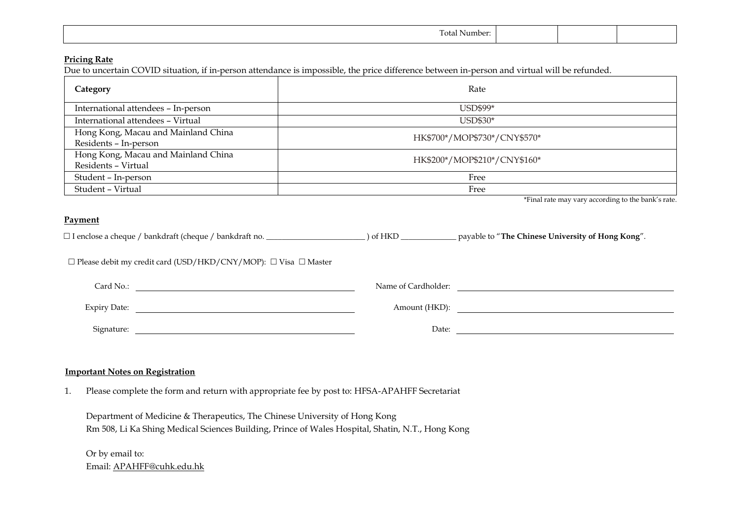| Total Number: | | | |
|---|---|---|---|

**Pricing Rate**

Due to uncertain COVID situation, if in-person attendance is impossible, the price difference between in-person and virtual will be refunded.

| **Category** | Rate |
|---|---|
| International attendees – In-person | USD$99* |
| International attendees – Virtual | USD$30* |
| Hong Kong, Macau and Mainland China Residents – In-person | HK$700*/MOP$730*/CNY$570* |
| Hong Kong, Macau and Mainland China Residents – Virtual | HK$200*/MOP$210*/CNY$160* |
| Student – In-person | Free |
| Student – Virtual | Free |

*Final rate may vary according to the bank's rate.

**Payment**

☐ I enclose a cheque / bankdraft (cheque / bankdraft no. ________________________ ) of HKD _____________ payable to "**The Chinese University of Hong Kong**".

☐ Please debit my credit card (USD/HKD/CNY/MOP): ☐ Visa ☐ Master

Card No.: ______________________ Name of Cardholder: ______________________

Expiry Date: ______________________ Amount (HKD): ______________________

Signature: ______________________ Date: ______________________

**Important Notes on Registration**

1. Please complete the form and return with appropriate fee by post to: HFSA-APAHFF Secretariat

   Department of Medicine & Therapeutics, The Chinese University of Hong Kong
   Rm 508, Li Ka Shing Medical Sciences Building, Prince of Wales Hospital, Shatin, N.T., Hong Kong

   Or by email to:
   Email: APAHFF@cuhk.edu.hk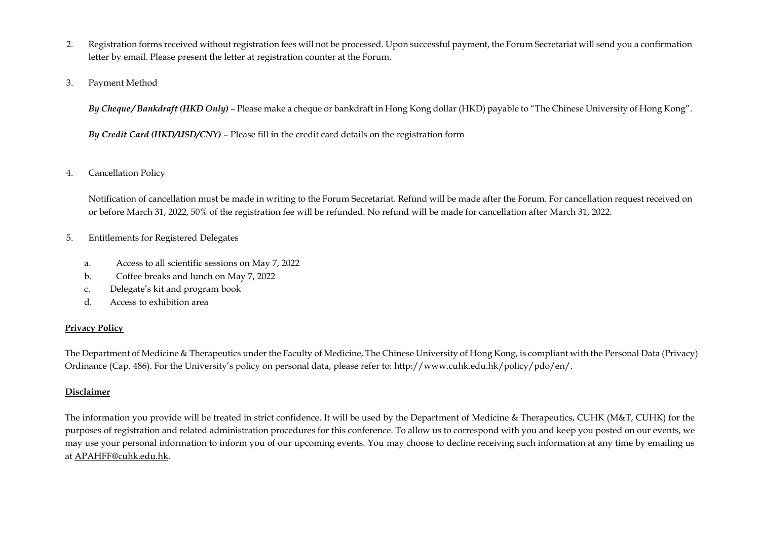2. Registration forms received without registration fees will not be processed. Upon successful payment, the Forum Secretariat will send you a confirmation letter by email. Please present the letter at registration counter at the Forum.

3. Payment Method

   ***By Cheque/ Bankdraft (HKD Only)*** – Please make a cheque or bankdraft in Hong Kong dollar (HKD) payable to "The Chinese University of Hong Kong".

   ***By Credit Card (HKD/USD/CNY)*** – Please fill in the credit card details on the registration form

4. Cancellation Policy

   Notification of cancellation must be made in writing to the Forum Secretariat. Refund will be made after the Forum. For cancellation request received on or before March 31, 2022, 50% of the registration fee will be refunded. No refund will be made for cancellation after March 31, 2022.

5. Entitlements for Registered Delegates

   a. Access to all scientific sessions on May 7, 2022
   b. Coffee breaks and lunch on May 7, 2022
   c. Delegate's kit and program book
   d. Access to exhibition area

**Privacy Policy**

The Department of Medicine & Therapeutics under the Faculty of Medicine, The Chinese University of Hong Kong, is compliant with the Personal Data (Privacy) Ordinance (Cap. 486). For the University's policy on personal data, please refer to: http://www.cuhk.edu.hk/policy/pdo/en/.

**Disclaimer**

The information you provide will be treated in strict confidence. It will be used by the Department of Medicine & Therapeutics, CUHK (M&T, CUHK) for the purposes of registration and related administration procedures for this conference. To allow us to correspond with you and keep you posted on our events, we may use your personal information to inform you of our upcoming events. You may choose to decline receiving such information at any time by emailing us at APAHFF@cuhk.edu.hk.